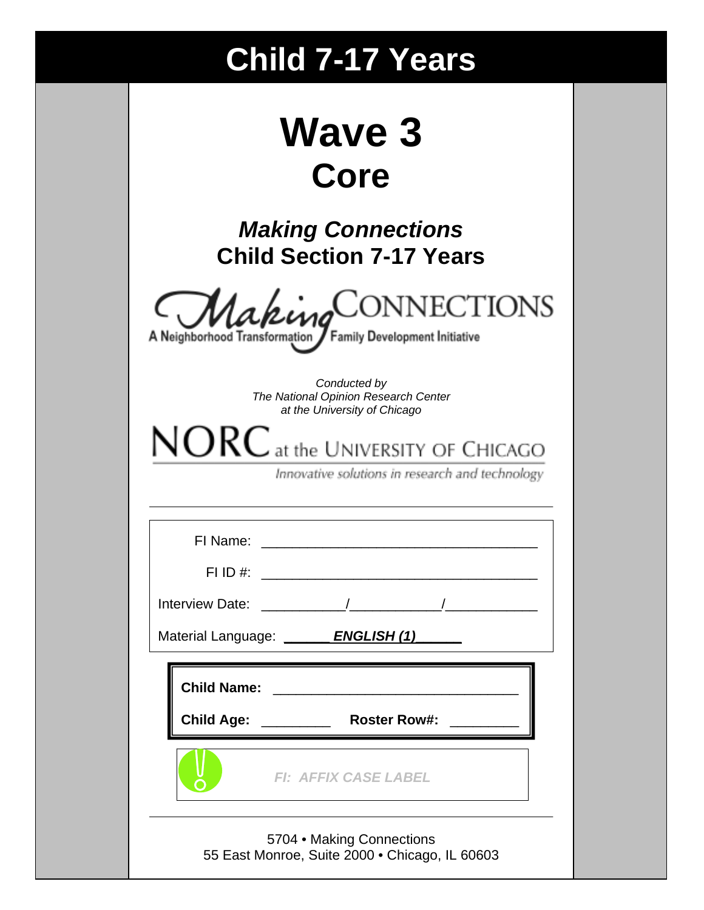# Child 7-17 Years

# Wave 3
## Core

### *Making Connections*
### Child Section 7-17 Years

Making CONNECTIONS
A Neighborhood Transformation / Family Development Initiative

*Conducted by*
*The National Opinion Research Center*
*at the University of Chicago*

NORC at the UNIVERSITY OF CHICAGO
*Innovative solutions in research and technology*

---

FI Name: ___________________________________

FI ID #: ___________________________________

Interview Date: __________/___________/___________

Material Language: ______***ENGLISH (1)***______

**Child Name:** ______________________________

**Child Age:** ________ **Roster Row#:** ________

***FI: AFFIX CASE LABEL***

---

5704 • Making Connections
55 East Monroe, Suite 2000 • Chicago, IL 60603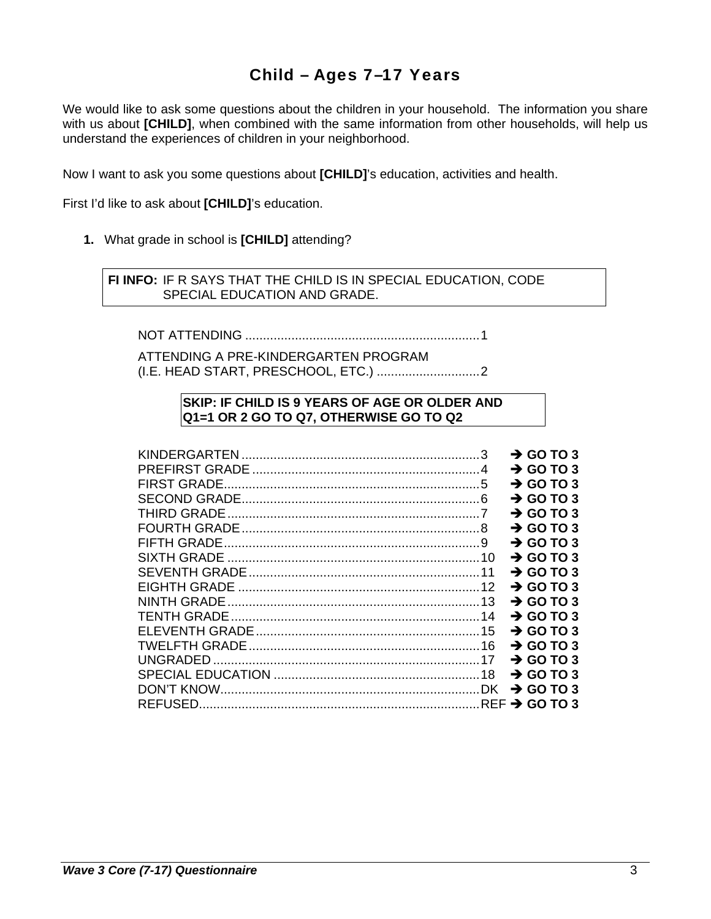# Child – Ages 7–17 Years

We would like to ask some questions about the children in your household. The information you share with us about **[CHILD]**, when combined with the same information from other households, will help us understand the experiences of children in your neighborhood.

Now I want to ask you some questions about **[CHILD]**'s education, activities and health.

First I'd like to ask about **[CHILD]**'s education.

**1.** What grade in school is **[CHILD]** attending?

> **FI INFO:** IF R SAYS THAT THE CHILD IS IN SPECIAL EDUCATION, CODE SPECIAL EDUCATION AND GRADE.

| Response | Code | |
|---|---|---|
| NOT ATTENDING | 1 | |
| ATTENDING A PRE-KINDERGARTEN PROGRAM (I.E. HEAD START, PRESCHOOL, ETC.) | 2 | |

> **SKIP: IF CHILD IS 9 YEARS OF AGE OR OLDER AND Q1=1 OR 2 GO TO Q7, OTHERWISE GO TO Q2**

| Response | Code | Skip |
|---|---|---|
| KINDERGARTEN | 3 | → **GO TO 3** |
| PREFIRST GRADE | 4 | → **GO TO 3** |
| FIRST GRADE | 5 | → **GO TO 3** |
| SECOND GRADE | 6 | → **GO TO 3** |
| THIRD GRADE | 7 | → **GO TO 3** |
| FOURTH GRADE | 8 | → **GO TO 3** |
| FIFTH GRADE | 9 | → **GO TO 3** |
| SIXTH GRADE | 10 | → **GO TO 3** |
| SEVENTH GRADE | 11 | → **GO TO 3** |
| EIGHTH GRADE | 12 | → **GO TO 3** |
| NINTH GRADE | 13 | → **GO TO 3** |
| TENTH GRADE | 14 | → **GO TO 3** |
| ELEVENTH GRADE | 15 | → **GO TO 3** |
| TWELFTH GRADE | 16 | → **GO TO 3** |
| UNGRADED | 17 | → **GO TO 3** |
| SPECIAL EDUCATION | 18 | → **GO TO 3** |
| DON'T KNOW | DK | → **GO TO 3** |
| REFUSED | REF | → **GO TO 3** |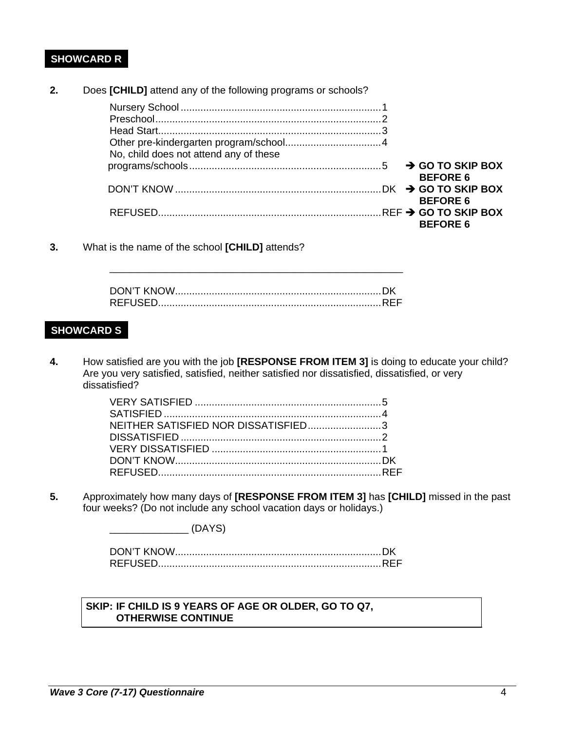**SHOWCARD R**

**2.** Does **[CHILD]** attend any of the following programs or schools?

Nursery School....................................................................1
Preschool............................................................................2
Head Start...........................................................................3
Other pre-kindergarten program/school.................................4
No, child does not attend any of these
programs/schools.................................................................5 ➔ **GO TO SKIP BOX BEFORE 6**
DON'T KNOW......................................................................DK ➔ **GO TO SKIP BOX BEFORE 6**
REFUSED...........................................................................REF ➔ **GO TO SKIP BOX BEFORE 6**

**3.** What is the name of the school **[CHILD]** attends?

______________________________________________________

DON'T KNOW......................................................................DK
REFUSED...........................................................................REF

**SHOWCARD S**

**4.** How satisfied are you with the job **[RESPONSE FROM ITEM 3]** is doing to educate your child? Are you very satisfied, satisfied, neither satisfied nor dissatisfied, dissatisfied, or very dissatisfied?

VERY SATISFIED ................................................................5
SATISFIED..........................................................................4
NEITHER SATISFIED NOR DISSATISFIED..........................3
DISSATISFIED.....................................................................2
VERY DISSATISFIED...........................................................1
DON'T KNOW......................................................................DK
REFUSED...........................................................................REF

**5.** Approximately how many days of **[RESPONSE FROM ITEM 3]** has **[CHILD]** missed in the past four weeks? (Do not include any school vacation days or holidays.)

_____________ (DAYS)

DON'T KNOW......................................................................DK
REFUSED...........................................................................REF

**SKIP: IF CHILD IS 9 YEARS OF AGE OR OLDER, GO TO Q7, OTHERWISE CONTINUE**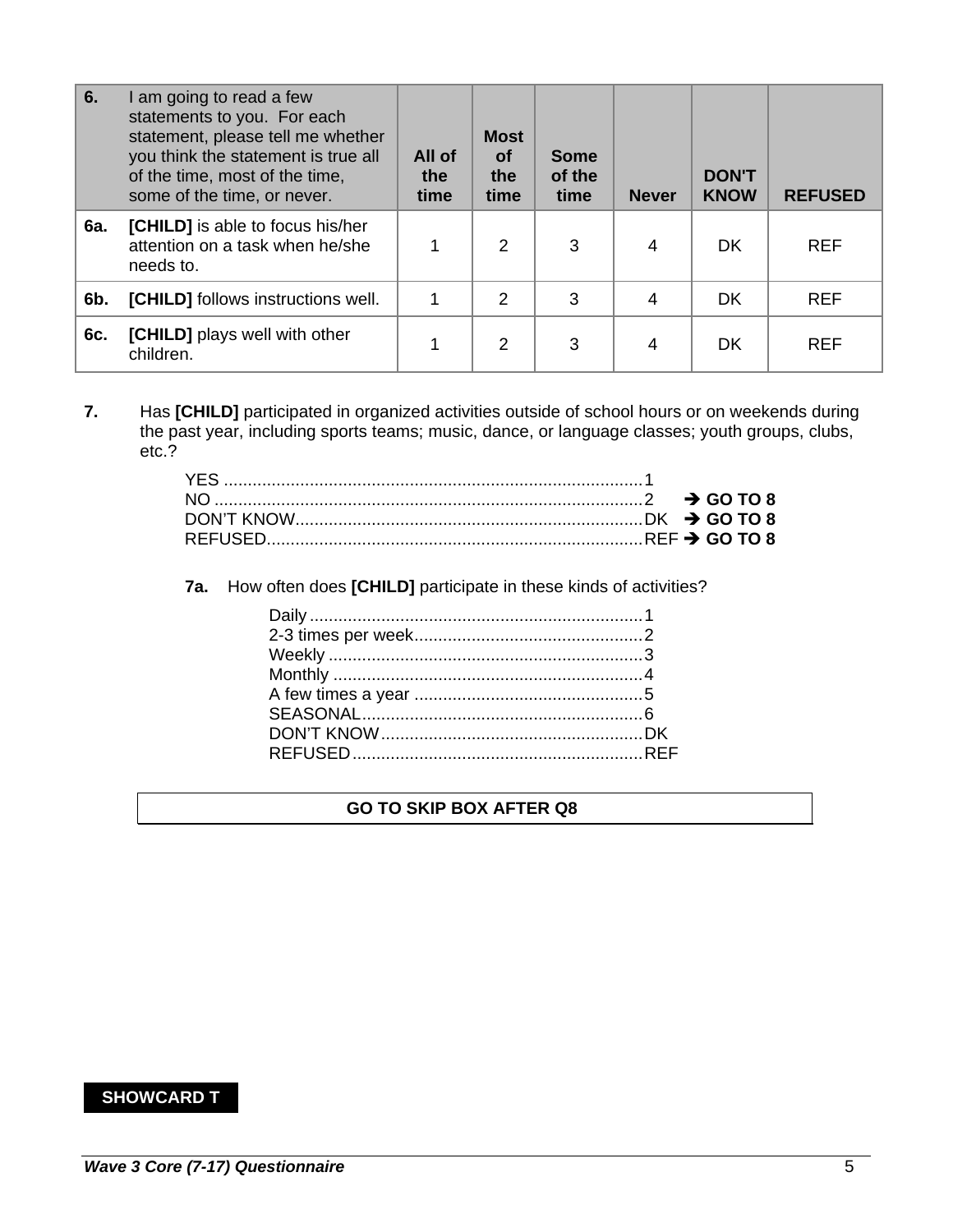| 6. | I am going to read a few statements to you. For each statement, please tell me whether you think the statement is true all of the time, most of the time, some of the time, or never. | All of the time | Most of the time | Some of the time | Never | DON'T KNOW | REFUSED |
|---|---|---|---|---|---|---|---|
| 6a. | **[CHILD]** is able to focus his/her attention on a task when he/she needs to. | 1 | 2 | 3 | 4 | DK | REF |
| 6b. | **[CHILD]** follows instructions well. | 1 | 2 | 3 | 4 | DK | REF |
| 6c. | **[CHILD]** plays well with other children. | 1 | 2 | 3 | 4 | DK | REF |

**7.** Has **[CHILD]** participated in organized activities outside of school hours or on weekends during the past year, including sports teams; music, dance, or language classes; youth groups, clubs, etc.?

- YES ........................................................................................1
- NO ..........................................................................................2 ➔ **GO TO 8**
- DON'T KNOW........................................................................DK ➔ **GO TO 8**
- REFUSED..............................................................................REF ➔ **GO TO 8**

**7a.** How often does **[CHILD]** participate in these kinds of activities?

- Daily ......................................................................1
- 2-3 times per week................................................2
- Weekly ..................................................................3
- Monthly .................................................................4
- A few times a year ................................................5
- SEASONAL............................................................6
- DON'T KNOW.......................................................DK
- REFUSED.............................................................REF

**GO TO SKIP BOX AFTER Q8**

**SHOWCARD T**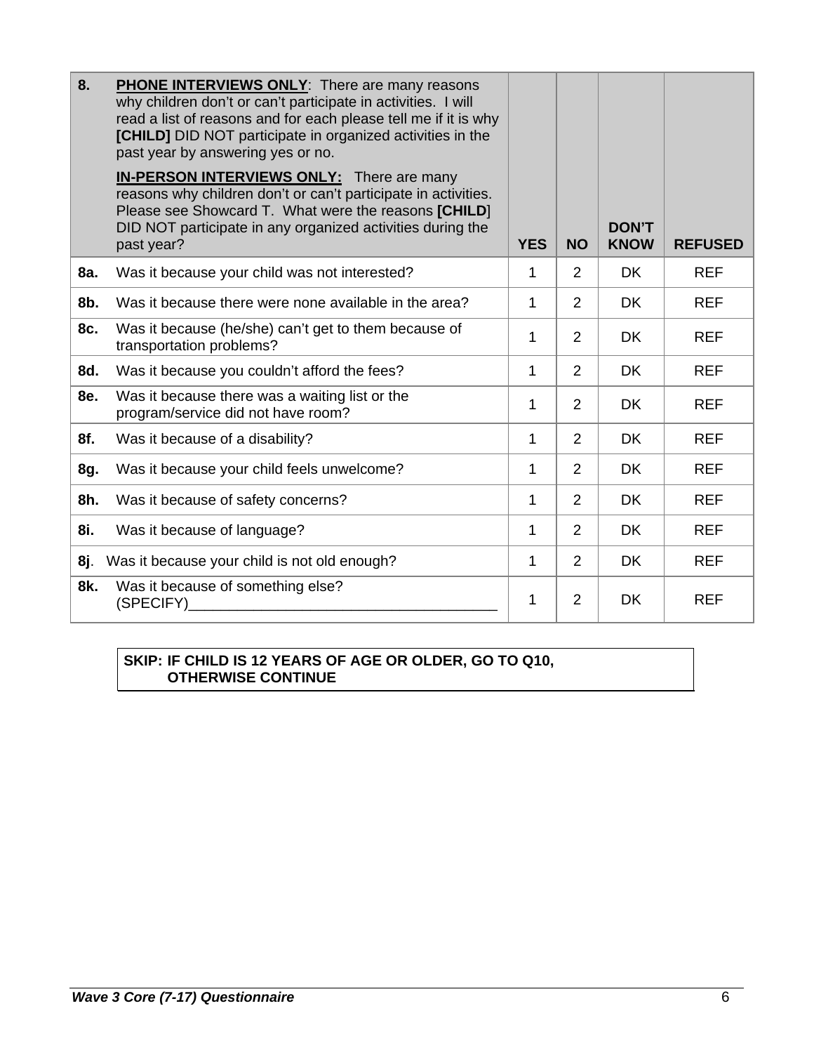| 8. | **PHONE INTERVIEWS ONLY**: There are many reasons why children don't or can't participate in activities. I will read a list of reasons and for each please tell me if it is why **[CHILD]** DID NOT participate in organized activities in the past year by answering yes or no.<br><br>**IN-PERSON INTERVIEWS ONLY:** There are many reasons why children don't or can't participate in activities. Please see Showcard T. What were the reasons **[CHILD]** DID NOT participate in any organized activities during the past year? | **YES** | **NO** | **DON'T KNOW** | **REFUSED** |
|---|---|---|---|---|---|
| **8a.** | Was it because your child was not interested? | 1 | 2 | DK | REF |
| **8b.** | Was it because there were none available in the area? | 1 | 2 | DK | REF |
| **8c.** | Was it because (he/she) can't get to them because of transportation problems? | 1 | 2 | DK | REF |
| **8d.** | Was it because you couldn't afford the fees? | 1 | 2 | DK | REF |
| **8e.** | Was it because there was a waiting list or the program/service did not have room? | 1 | 2 | DK | REF |
| **8f.** | Was it because of a disability? | 1 | 2 | DK | REF |
| **8g.** | Was it because your child feels unwelcome? | 1 | 2 | DK | REF |
| **8h.** | Was it because of safety concerns? | 1 | 2 | DK | REF |
| **8i.** | Was it because of language? | 1 | 2 | DK | REF |
| **8j**. | Was it because your child is not old enough? | 1 | 2 | DK | REF |
| **8k.** | Was it because of something else? (SPECIFY)_______________________________________ | 1 | 2 | DK | REF |

**SKIP: IF CHILD IS 12 YEARS OF AGE OR OLDER, GO TO Q10, OTHERWISE CONTINUE**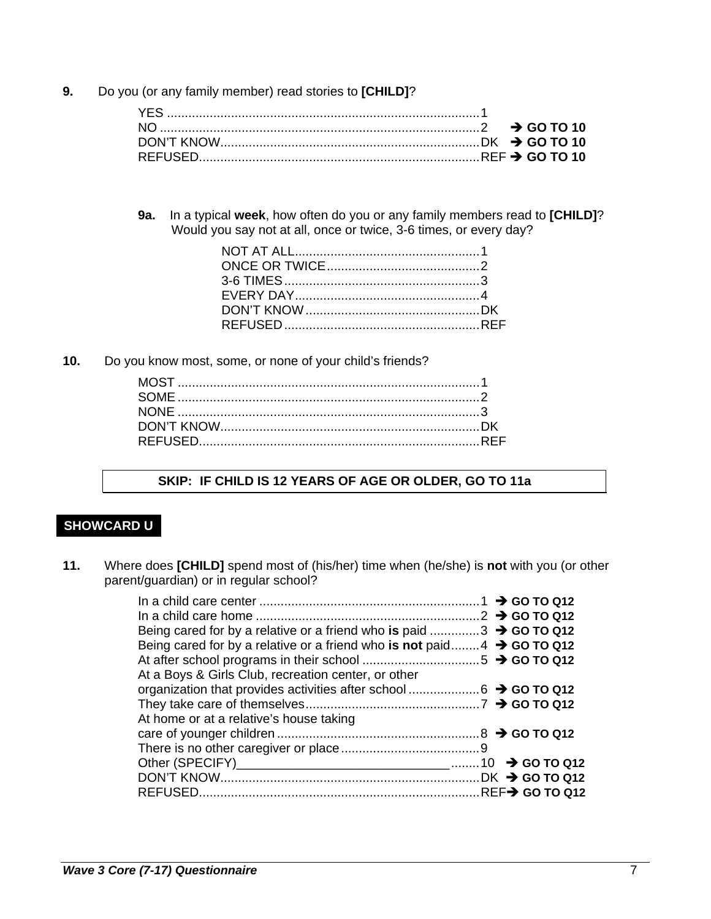**9.** Do you (or any family member) read stories to **[CHILD]**?

| | | |
|---|---|---|
| YES | 1 | |
| NO | 2 | → **GO TO 10** |
| DON'T KNOW | DK | → **GO TO 10** |
| REFUSED | REF | → **GO TO 10** |

**9a.** In a typical **week**, how often do you or any family members read to **[CHILD]**? Would you say not at all, once or twice, 3-6 times, or every day?

| | |
|---|---|
| NOT AT ALL | 1 |
| ONCE OR TWICE | 2 |
| 3-6 TIMES | 3 |
| EVERY DAY | 4 |
| DON'T KNOW | DK |
| REFUSED | REF |

**10.** Do you know most, some, or none of your child's friends?

| | |
|---|---|
| MOST | 1 |
| SOME | 2 |
| NONE | 3 |
| DON'T KNOW | DK |
| REFUSED | REF |

**SKIP: IF CHILD IS 12 YEARS OF AGE OR OLDER, GO TO 11a**

**SHOWCARD U**

**11.** Where does **[CHILD]** spend most of (his/her) time when (he/she) is **not** with you (or other parent/guardian) or in regular school?

| | | |
|---|---|---|
| In a child care center | 1 | → **GO TO Q12** |
| In a child care home | 2 | → **GO TO Q12** |
| Being cared for by a relative or a friend who **is** paid | 3 | → **GO TO Q12** |
| Being cared for by a relative or a friend who **is not** paid | 4 | → **GO TO Q12** |
| At after school programs in their school | 5 | → **GO TO Q12** |
| At a Boys & Girls Club, recreation center, or other organization that provides activities after school | 6 | → **GO TO Q12** |
| They take care of themselves | 7 | → **GO TO Q12** |
| At home or at a relative's house taking care of younger children | 8 | → **GO TO Q12** |
| There is no other caregiver or place | 9 | |
| Other (SPECIFY)______________________________ | 10 | → **GO TO Q12** |
| DON'T KNOW | DK | → **GO TO Q12** |
| REFUSED | REF | → **GO TO Q12** |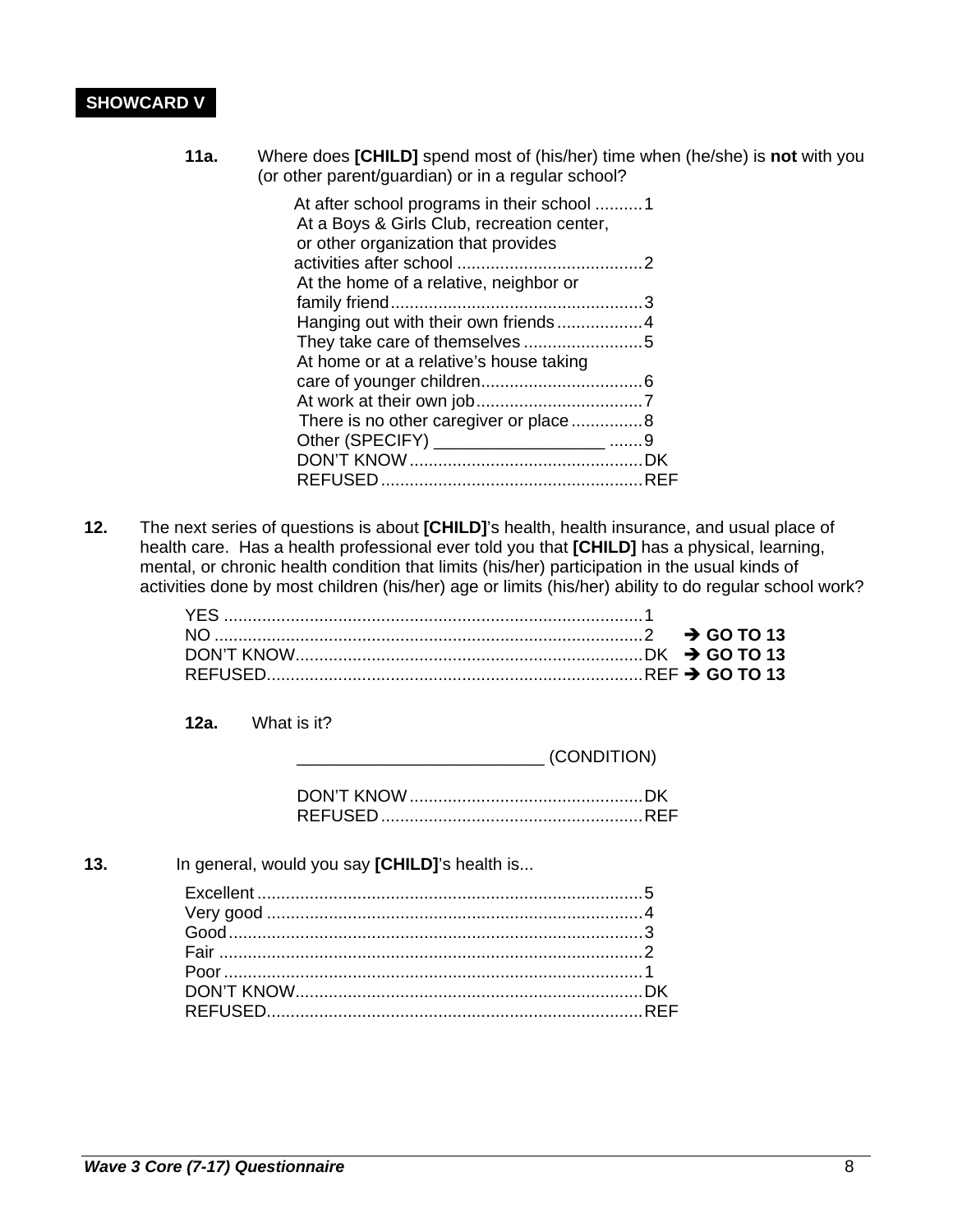**SHOWCARD V**

**11a.** Where does **[CHILD]** spend most of (his/her) time when (he/she) is **not** with you (or other parent/guardian) or in a regular school?

- At after school programs in their school .......... 1
- At a Boys & Girls Club, recreation center, or other organization that provides activities after school .......... 2
- At the home of a relative, neighbor or family friend .......... 3
- Hanging out with their own friends .......... 4
- They take care of themselves .......... 5
- At home or at a relative's house taking care of younger children .......... 6
- At work at their own job .......... 7
- There is no other caregiver or place .......... 8
- Other (SPECIFY) __________________ .......... 9
- DON'T KNOW .......... DK
- REFUSED .......... REF

**12.** The next series of questions is about **[CHILD]**'s health, health insurance, and usual place of health care. Has a health professional ever told you that **[CHILD]** has a physical, learning, mental, or chronic health condition that limits (his/her) participation in the usual kinds of activities done by most children (his/her) age or limits (his/her) ability to do regular school work?

- YES .......... 1
- NO .......... 2 ➔ **GO TO 13**
- DON'T KNOW .......... DK ➔ **GO TO 13**
- REFUSED .......... REF ➔ **GO TO 13**

**12a.** What is it?

__________________________ (CONDITION)

- DON'T KNOW .......... DK
- REFUSED .......... REF

**13.** In general, would you say **[CHILD]**'s health is...

- Excellent .......... 5
- Very good .......... 4
- Good .......... 3
- Fair .......... 2
- Poor .......... 1
- DON'T KNOW .......... DK
- REFUSED .......... REF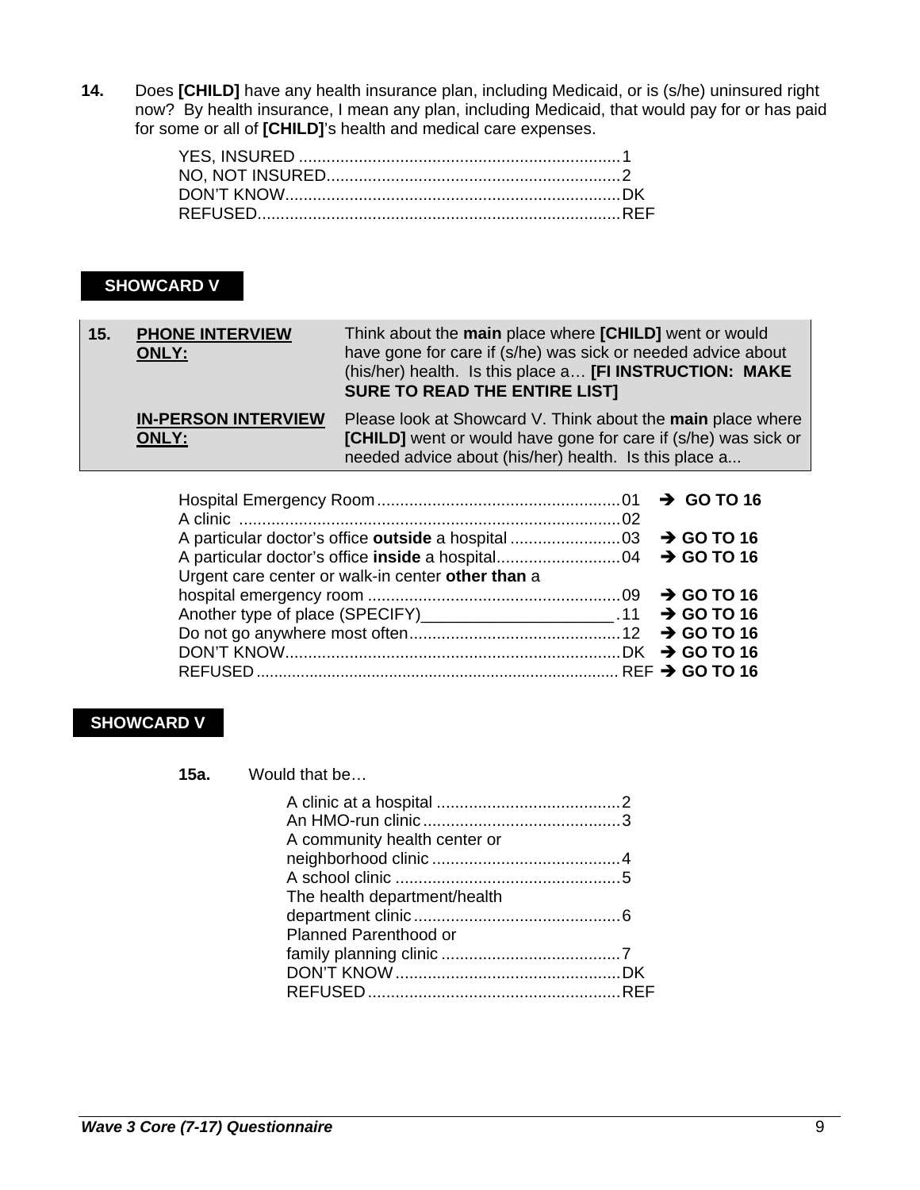**14.** Does **[CHILD]** have any health insurance plan, including Medicaid, or is (s/he) uninsured right now? By health insurance, I mean any plan, including Medicaid, that would pay for or has paid for some or all of **[CHILD]**'s health and medical care expenses.

| | |
|---|---|
| YES, INSURED | 1 |
| NO, NOT INSURED | 2 |
| DON'T KNOW | DK |
| REFUSED | REF |

**SHOWCARD V**

| | | |
|---|---|---|
| **15.** | **PHONE INTERVIEW ONLY:** | Think about the **main** place where **[CHILD]** went or would have gone for care if (s/he) was sick or needed advice about (his/her) health. Is this place a… **[FI INSTRUCTION: MAKE SURE TO READ THE ENTIRE LIST]** |
| | **IN-PERSON INTERVIEW ONLY:** | Please look at Showcard V. Think about the **main** place where **[CHILD]** went or would have gone for care if (s/he) was sick or needed advice about (his/her) health. Is this place a... |

| | | |
|---|---|---|
| Hospital Emergency Room | 01 | → **GO TO 16** |
| A clinic | 02 | |
| A particular doctor's office **outside** a hospital | 03 | → **GO TO 16** |
| A particular doctor's office **inside** a hospital | 04 | → **GO TO 16** |
| Urgent care center or walk-in center **other than** a hospital emergency room | 09 | → **GO TO 16** |
| Another type of place (SPECIFY)____________________ | 11 | → **GO TO 16** |
| Do not go anywhere most often | 12 | → **GO TO 16** |
| DON'T KNOW | DK | → **GO TO 16** |
| REFUSED | REF | → **GO TO 16** |

**SHOWCARD V**

**15a.** Would that be…

| | |
|---|---|
| A clinic at a hospital | 2 |
| An HMO-run clinic | 3 |
| A community health center or neighborhood clinic | 4 |
| A school clinic | 5 |
| The health department/health department clinic | 6 |
| Planned Parenthood or family planning clinic | 7 |
| DON'T KNOW | DK |
| REFUSED | REF |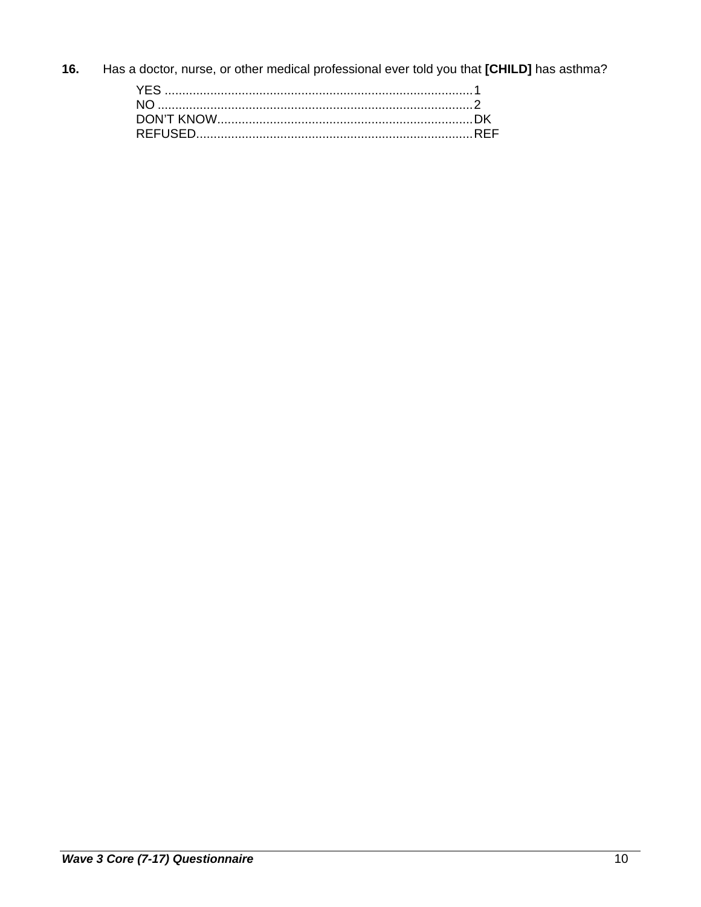**16.** Has a doctor, nurse, or other medical professional ever told you that **[CHILD]** has asthma?

YES ........................................................................................ 1
NO ........................................................................................... 2
DON'T KNOW......................................................................... DK
REFUSED............................................................................... REF